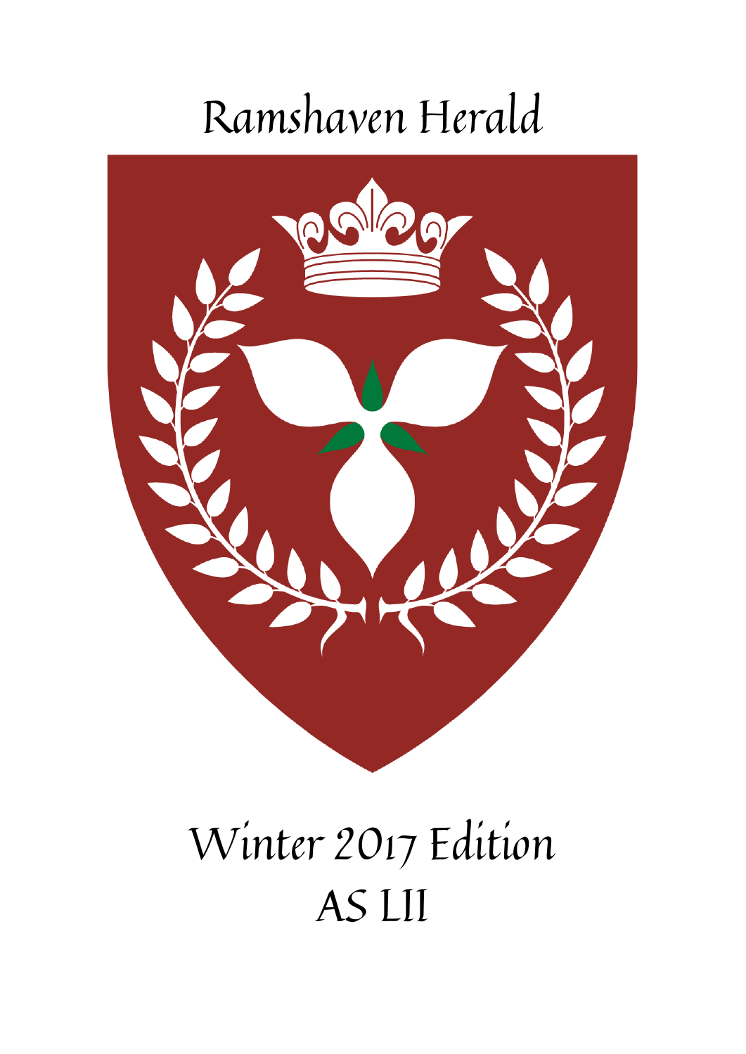# Ramshaven Herald

## Winter 2017 Edition
## AS LII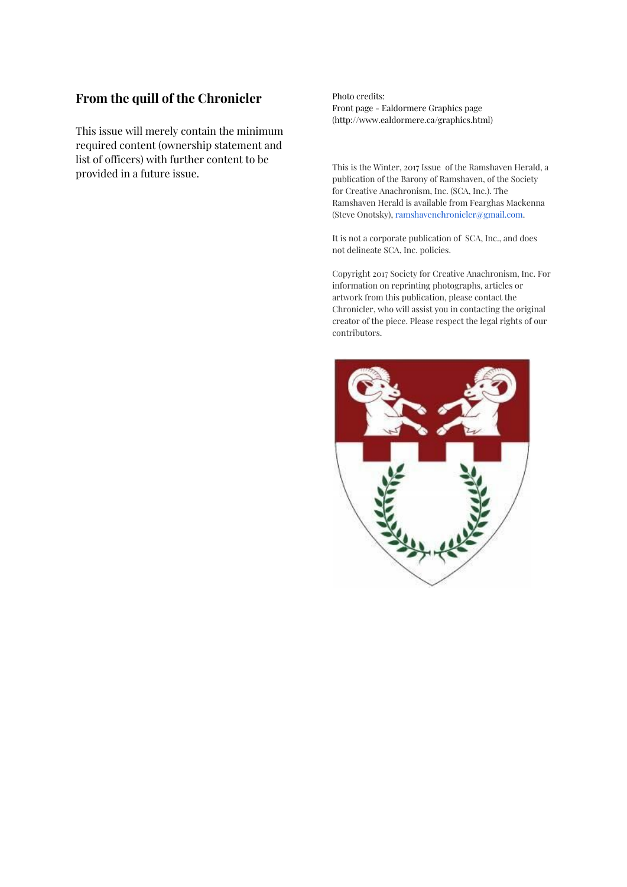## From the quill of the Chronicler

This issue will merely contain the minimum required content (ownership statement and list of officers) with further content to be provided in a future issue.

Photo credits:
Front page - Ealdormere Graphics page (http://www.ealdormere.ca/graphics.html)

This is the Winter, 2017 Issue of the Ramshaven Herald, a publication of the Barony of Ramshaven, of the Society for Creative Anachronism, Inc. (SCA, Inc.). The Ramshaven Herald is available from Fearghas Mackenna (Steve Onotsky), ramshavenchronicler@gmail.com.

It is not a corporate publication of SCA, Inc., and does not delineate SCA, Inc. policies.

Copyright 2017 Society for Creative Anachronism, Inc. For information on reprinting photographs, articles or artwork from this publication, please contact the Chronicler, who will assist you in contacting the original creator of the piece. Please respect the legal rights of our contributors.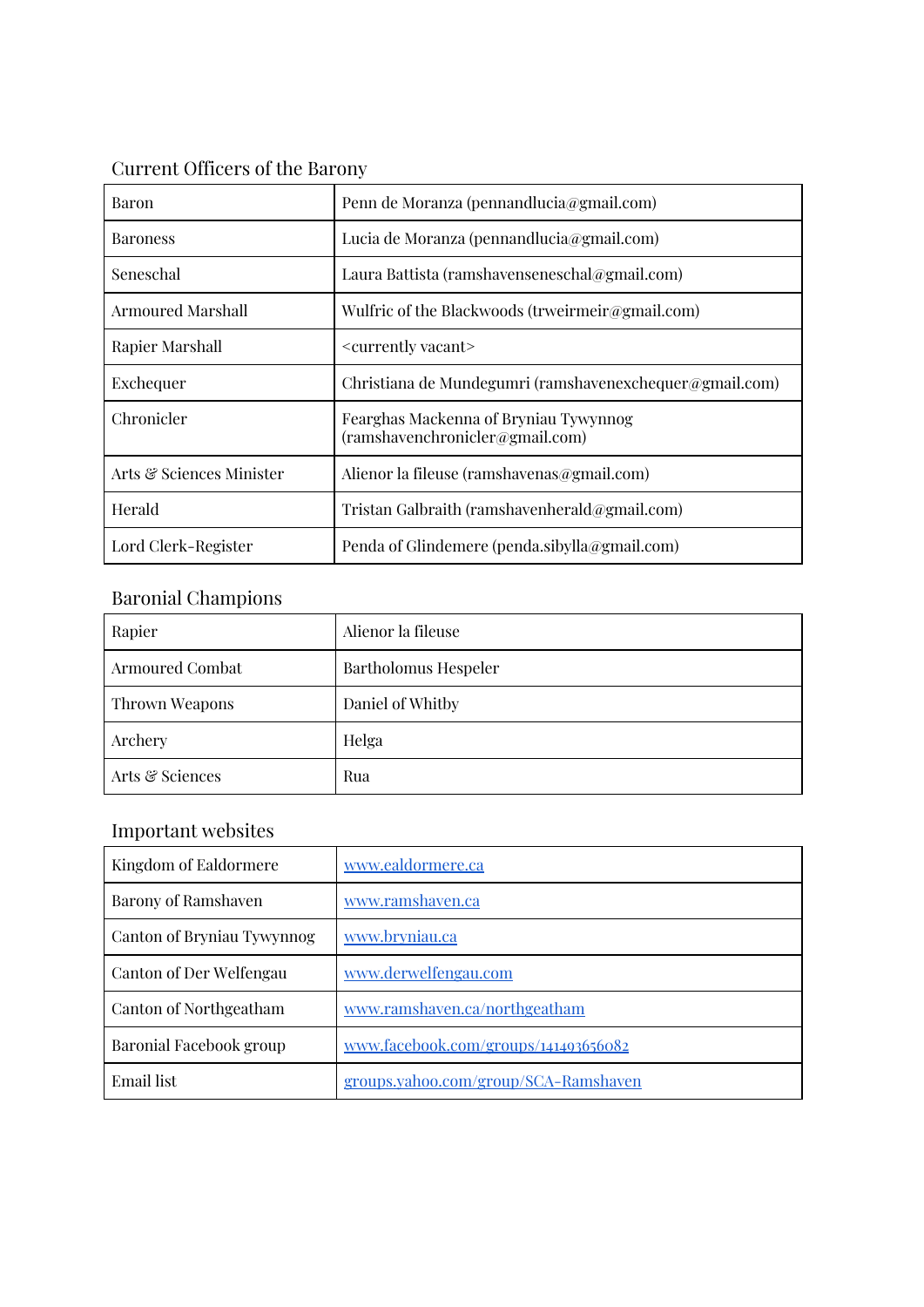## Current Officers of the Barony

| | |
|---|---|
| Baron | Penn de Moranza (pennandlucia@gmail.com) |
| Baroness | Lucia de Moranza (pennandlucia@gmail.com) |
| Seneschal | Laura Battista (ramshavenseneschal@gmail.com) |
| Armoured Marshall | Wulfric of the Blackwoods (trweirmeir@gmail.com) |
| Rapier Marshall | <currently vacant> |
| Exchequer | Christiana de Mundegumri (ramshavenexchequer@gmail.com) |
| Chronicler | Fearghas Mackenna of Bryniau Tywynnog (ramshavenchronicler@gmail.com) |
| Arts & Sciences Minister | Alienor la fileuse (ramshavenas@gmail.com) |
| Herald | Tristan Galbraith (ramshavenherald@gmail.com) |
| Lord Clerk-Register | Penda of Glindemere (penda.sibylla@gmail.com) |

## Baronial Champions

| | |
|---|---|
| Rapier | Alienor la fileuse |
| Armoured Combat | Bartholomus Hespeler |
| Thrown Weapons | Daniel of Whitby |
| Archery | Helga |
| Arts & Sciences | Rua |

## Important websites

| | |
|---|---|
| Kingdom of Ealdormere | www.ealdormere.ca |
| Barony of Ramshaven | www.ramshaven.ca |
| Canton of Bryniau Tywynnog | www.bryniau.ca |
| Canton of Der Welfengau | www.derwelfengau.com |
| Canton of Northgeatham | www.ramshaven.ca/northgeatham |
| Baronial Facebook group | www.facebook.com/groups/141493656082 |
| Email list | groups.yahoo.com/group/SCA-Ramshaven |